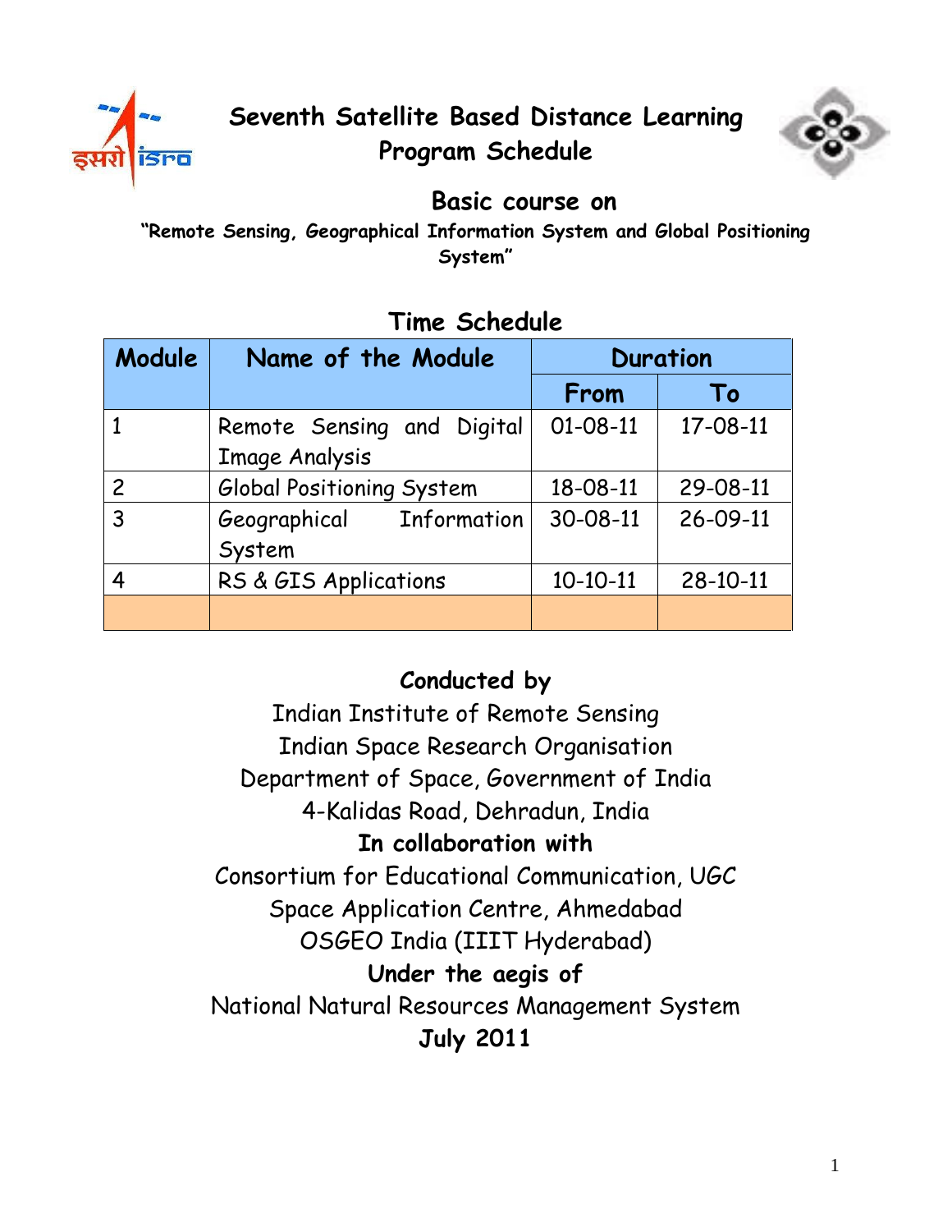# Seventh Satellite Based Distance Learning Program Schedule

## Basic course on

**"Remote Sensing, Geographical Information System and Global Positioning System"**

## Time Schedule

| Module | Name of the Module | Duration | |
|---|---|---|---|
| | | From | To |
| 1 | Remote Sensing and Digital Image Analysis | 01-08-11 | 17-08-11 |
| 2 | Global Positioning System | 18-08-11 | 29-08-11 |
| 3 | Geographical Information System | 30-08-11 | 26-09-11 |
| 4 | RS & GIS Applications | 10-10-11 | 28-10-11 |
| | | | |

**Conducted by**

Indian Institute of Remote Sensing
Indian Space Research Organisation
Department of Space, Government of India
4-Kalidas Road, Dehradun, India

**In collaboration with**

Consortium for Educational Communication, UGC
Space Application Centre, Ahmedabad
OSGEO India (IIIT Hyderabad)

**Under the aegis of**

National Natural Resources Management System

**July 2011**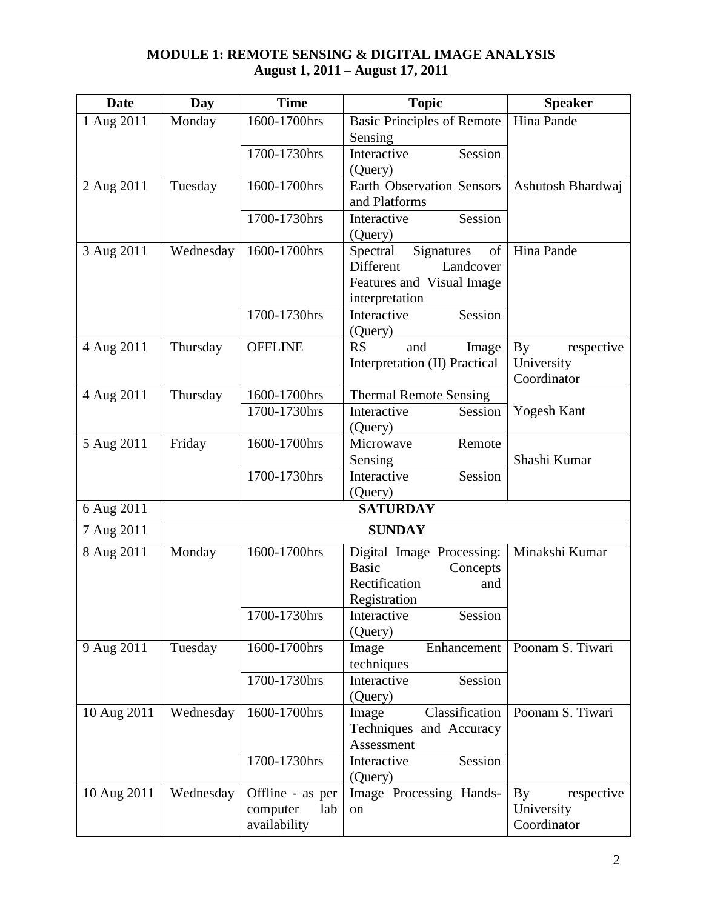**MODULE 1: REMOTE SENSING & DIGITAL IMAGE ANALYSIS**
**August 1, 2011 – August 17, 2011**

| Date | Day | Time | Topic | Speaker |
|---|---|---|---|---|
| 1 Aug 2011 | Monday | 1600-1700hrs | Basic Principles of Remote Sensing | Hina Pande |
| | | 1700-1730hrs | Interactive Session (Query) | |
| 2 Aug 2011 | Tuesday | 1600-1700hrs | Earth Observation Sensors and Platforms | Ashutosh Bhardwaj |
| | | 1700-1730hrs | Interactive Session (Query) | |
| 3 Aug 2011 | Wednesday | 1600-1700hrs | Spectral Signatures of Different Landcover Features and Visual Image interpretation | Hina Pande |
| | | 1700-1730hrs | Interactive Session (Query) | |
| 4 Aug 2011 | Thursday | OFFLINE | RS and Image Interpretation (II) Practical | By respective University Coordinator |
| 4 Aug 2011 | Thursday | 1600-1700hrs | Thermal Remote Sensing | Yogesh Kant |
| | | 1700-1730hrs | Interactive Session (Query) | |
| 5 Aug 2011 | Friday | 1600-1700hrs | Microwave Remote Sensing | Shashi Kumar |
| | | 1700-1730hrs | Interactive Session (Query) | |
| 6 Aug 2011 | **SATURDAY** | | | |
| 7 Aug 2011 | **SUNDAY** | | | |
| 8 Aug 2011 | Monday | 1600-1700hrs | Digital Image Processing: Basic Concepts Rectification and Registration | Minakshi Kumar |
| | | 1700-1730hrs | Interactive Session (Query) | |
| 9 Aug 2011 | Tuesday | 1600-1700hrs | Image Enhancement techniques | Poonam S. Tiwari |
| | | 1700-1730hrs | Interactive Session (Query) | |
| 10 Aug 2011 | Wednesday | 1600-1700hrs | Image Classification Techniques and Accuracy Assessment | Poonam S. Tiwari |
| | | 1700-1730hrs | Interactive Session (Query) | |
| 10 Aug 2011 | Wednesday | Offline - as per computer lab availability | Image Processing Hands-on | By respective University Coordinator |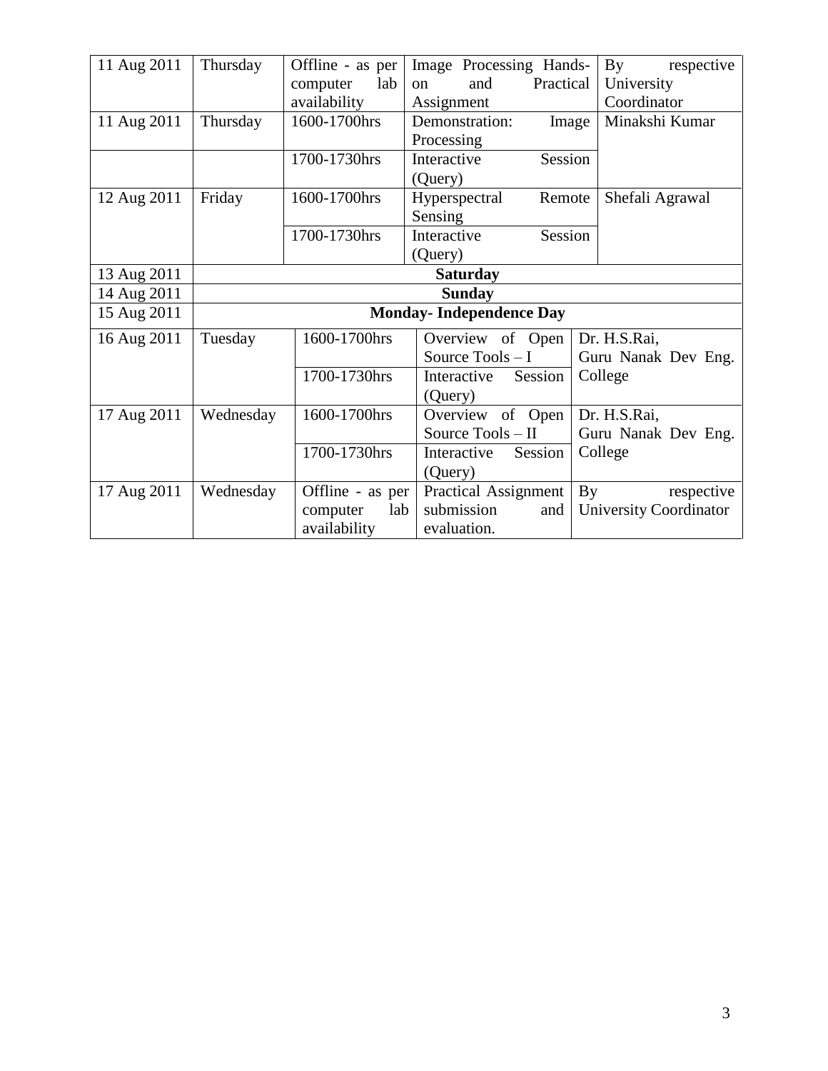| 11 Aug 2011 | Thursday | Offline - as per computer lab availability | Image Processing Hands-on and Practical Assignment | By respective University Coordinator |
|---|---|---|---|---|
| 11 Aug 2011 | Thursday | 1600-1700hrs | Demonstration: Image Processing | Minakshi Kumar |
| | | 1700-1730hrs | Interactive Session (Query) | |
| 12 Aug 2011 | Friday | 1600-1700hrs | Hyperspectral Remote Sensing | Shefali Agrawal |
| | | 1700-1730hrs | Interactive Session (Query) | |
| 13 Aug 2011 | **Saturday** | | | |
| 14 Aug 2011 | **Sunday** | | | |
| 15 Aug 2011 | **Monday- Independence Day** | | | |
| 16 Aug 2011 | Tuesday | 1600-1700hrs | Overview of Open Source Tools – I | Dr. H.S.Rai, Guru Nanak Dev Eng. College |
| | | 1700-1730hrs | Interactive Session (Query) | |
| 17 Aug 2011 | Wednesday | 1600-1700hrs | Overview of Open Source Tools – II | Dr. H.S.Rai, Guru Nanak Dev Eng. College |
| | | 1700-1730hrs | Interactive Session (Query) | |
| 17 Aug 2011 | Wednesday | Offline - as per computer lab availability | Practical Assignment submission and evaluation. | By respective University Coordinator |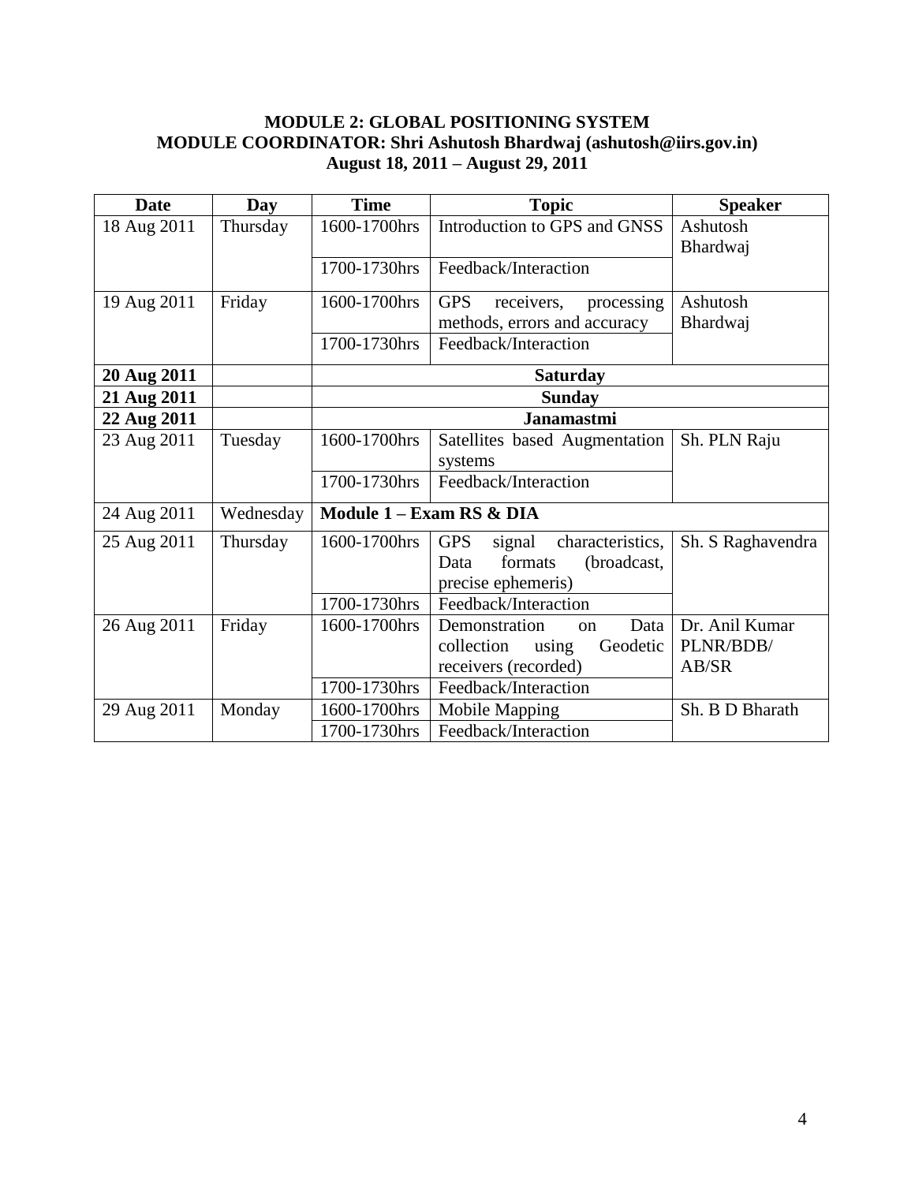**MODULE 2: GLOBAL POSITIONING SYSTEM**
**MODULE COORDINATOR: Shri Ashutosh Bhardwaj (ashutosh@iirs.gov.in)**
**August 18, 2011 – August 29, 2011**

| Date | Day | Time | Topic | Speaker |
|---|---|---|---|---|
| 18 Aug 2011 | Thursday | 1600-1700hrs | Introduction to GPS and GNSS | Ashutosh Bhardwaj |
| | | 1700-1730hrs | Feedback/Interaction | |
| 19 Aug 2011 | Friday | 1600-1700hrs | GPS receivers, processing methods, errors and accuracy | Ashutosh Bhardwaj |
| | | 1700-1730hrs | Feedback/Interaction | |
| **20 Aug 2011** | | **Saturday** | | |
| **21 Aug 2011** | | **Sunday** | | |
| **22 Aug 2011** | | **Janamastmi** | | |
| 23 Aug 2011 | Tuesday | 1600-1700hrs | Satellites based Augmentation systems | Sh. PLN Raju |
| | | 1700-1730hrs | Feedback/Interaction | |
| 24 Aug 2011 | Wednesday | **Module 1 – Exam RS & DIA** | | |
| 25 Aug 2011 | Thursday | 1600-1700hrs | GPS signal characteristics, Data formats (broadcast, precise ephemeris) | Sh. S Raghavendra |
| | | 1700-1730hrs | Feedback/Interaction | |
| 26 Aug 2011 | Friday | 1600-1700hrs | Demonstration on Data collection using Geodetic receivers (recorded) | Dr. Anil Kumar PLNR/BDB/ AB/SR |
| | | 1700-1730hrs | Feedback/Interaction | |
| 29 Aug 2011 | Monday | 1600-1700hrs | Mobile Mapping | Sh. B D Bharath |
| | | 1700-1730hrs | Feedback/Interaction | |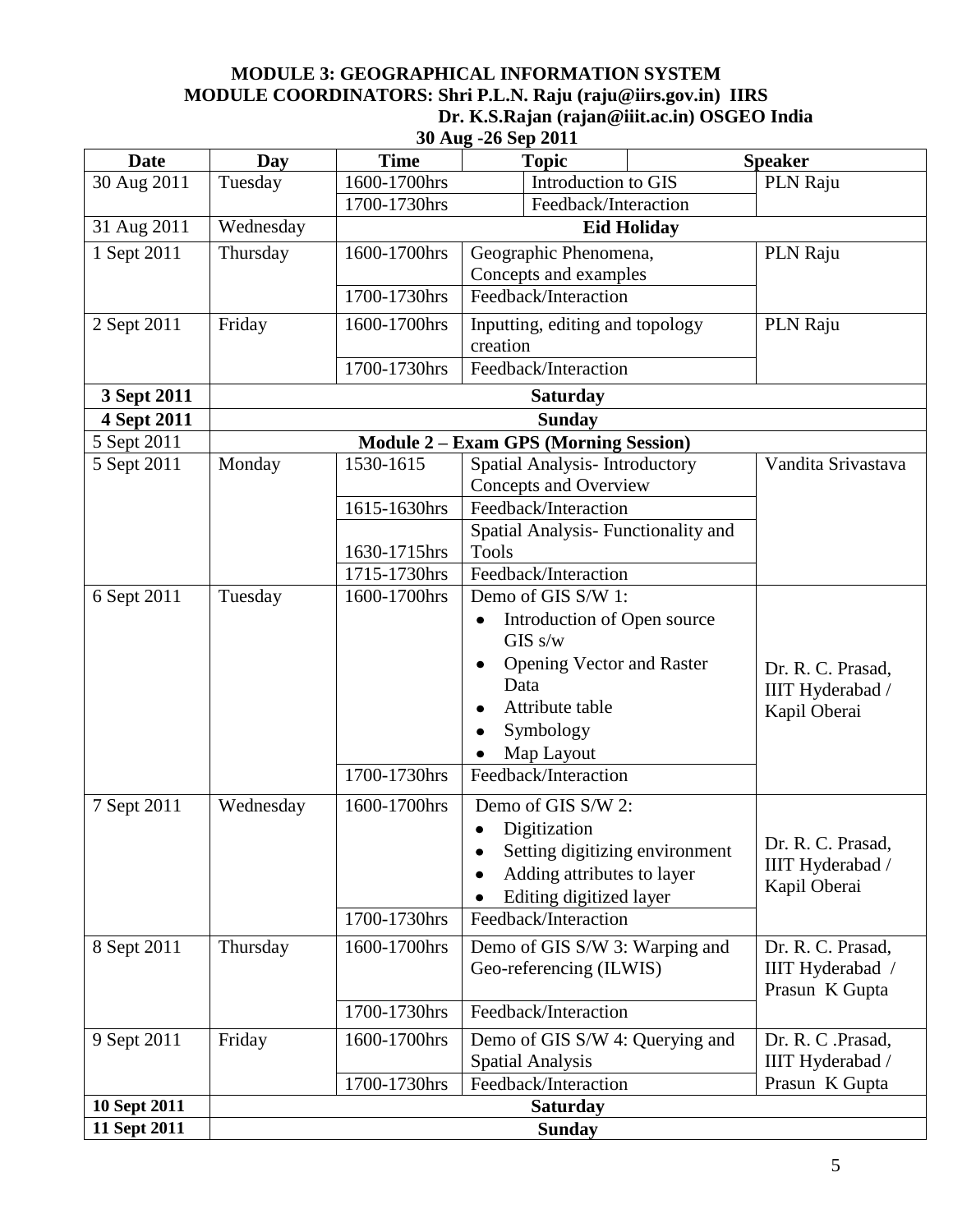**MODULE 3: GEOGRAPHICAL INFORMATION SYSTEM**

**MODULE COORDINATORS: Shri P.L.N. Raju (raju@iirs.gov.in) IIRS**

**Dr. K.S.Rajan (rajan@iiit.ac.in) OSGEO India**

**30 Aug -26 Sep 2011**

| Date | Day | Time | Topic | Speaker |
|---|---|---|---|---|
| 30 Aug 2011 | Tuesday | 1600-1700hrs | Introduction to GIS | PLN Raju |
| | | 1700-1730hrs | Feedback/Interaction | |
| 31 Aug 2011 | Wednesday | **Eid Holiday** | | |
| 1 Sept 2011 | Thursday | 1600-1700hrs | Geographic Phenomena, Concepts and examples | PLN Raju |
| | | 1700-1730hrs | Feedback/Interaction | |
| 2 Sept 2011 | Friday | 1600-1700hrs | Inputting, editing and topology creation | PLN Raju |
| | | 1700-1730hrs | Feedback/Interaction | |
| **3 Sept 2011** | **Saturday** | | | |
| **4 Sept 2011** | **Sunday** | | | |
| 5 Sept 2011 | **Module 2 – Exam GPS (Morning Session)** | | | |
| 5 Sept 2011 | Monday | 1530-1615 | Spatial Analysis- Introductory Concepts and Overview | Vandita Srivastava |
| | | 1615-1630hrs | Feedback/Interaction | |
| | | 1630-1715hrs | Spatial Analysis- Functionality and Tools | |
| | | 1715-1730hrs | Feedback/Interaction | |
| 6 Sept 2011 | Tuesday | 1600-1700hrs | Demo of GIS S/W 1: <br>• Introduction of Open source GIS s/w <br>• Opening Vector and Raster Data <br>• Attribute table <br>• Symbology <br>• Map Layout | Dr. R. C. Prasad, IIIT Hyderabad / Kapil Oberai |
| | | 1700-1730hrs | Feedback/Interaction | |
| 7 Sept 2011 | Wednesday | 1600-1700hrs | Demo of GIS S/W 2: <br>• Digitization <br>• Setting digitizing environment <br>• Adding attributes to layer <br>• Editing digitized layer | Dr. R. C. Prasad, IIIT Hyderabad / Kapil Oberai |
| | | 1700-1730hrs | Feedback/Interaction | |
| 8 Sept 2011 | Thursday | 1600-1700hrs | Demo of GIS S/W 3: Warping and Geo-referencing (ILWIS) | Dr. R. C. Prasad, IIIT Hyderabad / Prasun K Gupta |
| | | 1700-1730hrs | Feedback/Interaction | |
| 9 Sept 2011 | Friday | 1600-1700hrs | Demo of GIS S/W 4: Querying and Spatial Analysis | Dr. R. C .Prasad, IIIT Hyderabad / Prasun K Gupta |
| | | 1700-1730hrs | Feedback/Interaction | |
| **10 Sept 2011** | **Saturday** | | | |
| **11 Sept 2011** | **Sunday** | | | |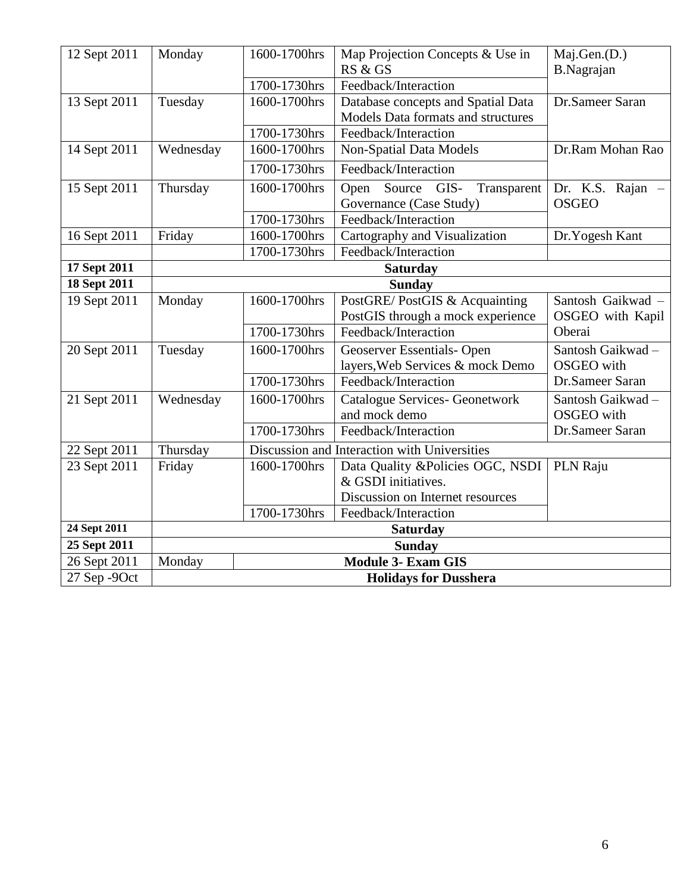| | | | | |
|---|---|---|---|---|
| 12 Sept 2011 | Monday | 1600-1700hrs | Map Projection Concepts & Use in RS & GS | Maj.Gen.(D.) B.Nagrajan |
| | | 1700-1730hrs | Feedback/Interaction | |
| 13 Sept 2011 | Tuesday | 1600-1700hrs | Database concepts and Spatial Data Models Data formats and structures | Dr.Sameer Saran |
| | | 1700-1730hrs | Feedback/Interaction | |
| 14 Sept 2011 | Wednesday | 1600-1700hrs | Non-Spatial Data Models | Dr.Ram Mohan Rao |
| | | 1700-1730hrs | Feedback/Interaction | |
| 15 Sept 2011 | Thursday | 1600-1700hrs | Open Source GIS- Transparent Governance (Case Study) | Dr. K.S. Rajan – OSGEO |
| | | 1700-1730hrs | Feedback/Interaction | |
| 16 Sept 2011 | Friday | 1600-1700hrs | Cartography and Visualization | Dr.Yogesh Kant |
| | | 1700-1730hrs | Feedback/Interaction | |
| **17 Sept 2011** | **Saturday** | | | |
| **18 Sept 2011** | **Sunday** | | | |
| 19 Sept 2011 | Monday | 1600-1700hrs | PostGRE/ PostGIS & Acquainting PostGIS through a mock experience | Santosh Gaikwad – OSGEO with Kapil Oberai |
| | | 1700-1730hrs | Feedback/Interaction | |
| 20 Sept 2011 | Tuesday | 1600-1700hrs | Geoserver Essentials- Open layers,Web Services & mock Demo | Santosh Gaikwad – OSGEO with Dr.Sameer Saran |
| | | 1700-1730hrs | Feedback/Interaction | |
| 21 Sept 2011 | Wednesday | 1600-1700hrs | Catalogue Services- Geonetwork and mock demo | Santosh Gaikwad – OSGEO with Dr.Sameer Saran |
| | | 1700-1730hrs | Feedback/Interaction | |
| 22 Sept 2011 | Thursday | Discussion and Interaction with Universities | | |
| 23 Sept 2011 | Friday | 1600-1700hrs | Data Quality &Policies OGC, NSDI & GSDI initiatives. Discussion on Internet resources | PLN Raju |
| | | 1700-1730hrs | Feedback/Interaction | |
| **24 Sept 2011** | **Saturday** | | | |
| **25 Sept 2011** | **Sunday** | | | |
| 26 Sept 2011 | Monday | **Module 3- Exam GIS** | | |
| 27 Sep -9Oct | **Holidays for Dusshera** | | | |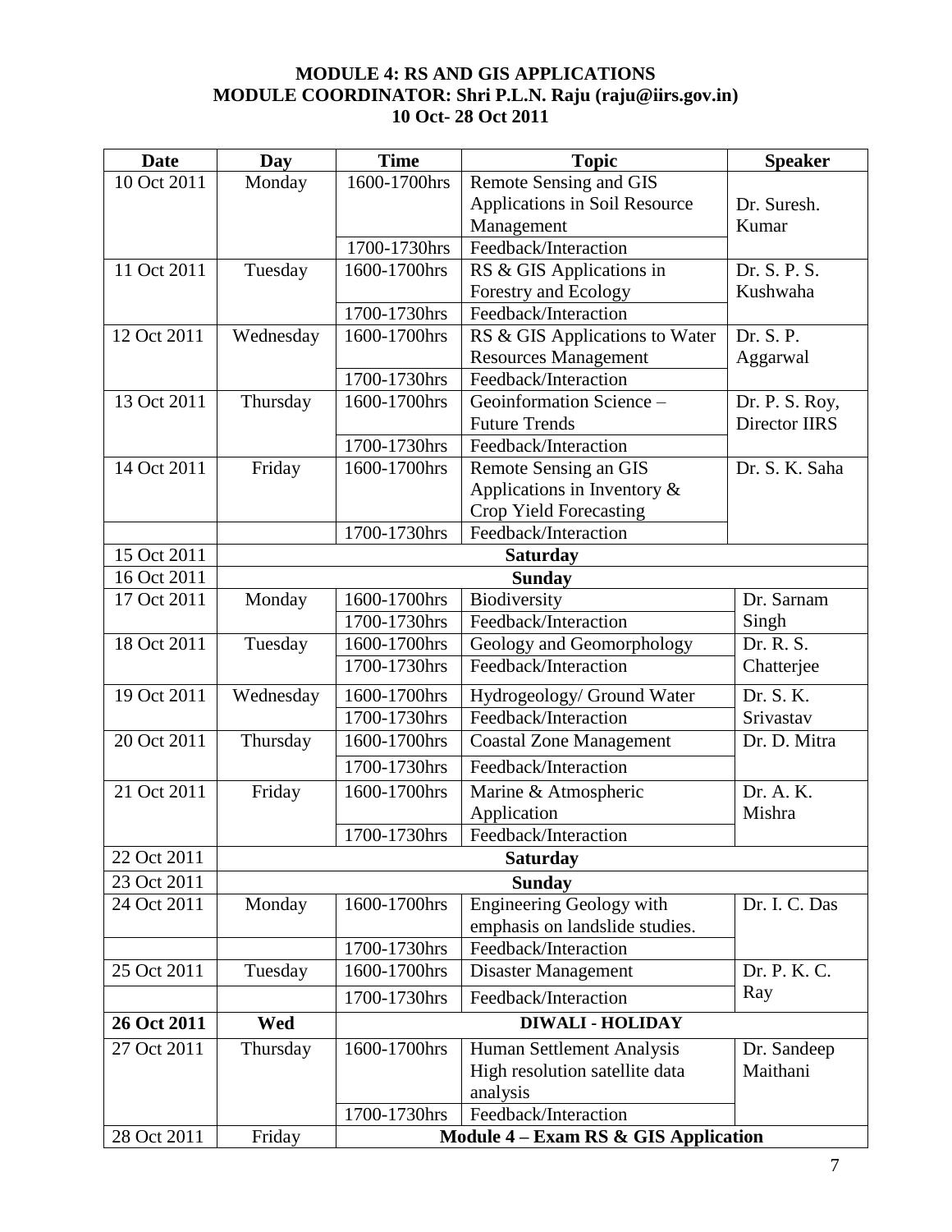**MODULE 4: RS AND GIS APPLICATIONS**
**MODULE COORDINATOR: Shri P.L.N. Raju (raju@iirs.gov.in)**
**10 Oct- 28 Oct 2011**

| Date | Day | Time | Topic | Speaker |
|---|---|---|---|---|
| 10 Oct 2011 | Monday | 1600-1700hrs | Remote Sensing and GIS Applications in Soil Resource Management | Dr. Suresh. Kumar |
| | | 1700-1730hrs | Feedback/Interaction | |
| 11 Oct 2011 | Tuesday | 1600-1700hrs | RS & GIS Applications in Forestry and Ecology | Dr. S. P. S. Kushwaha |
| | | 1700-1730hrs | Feedback/Interaction | |
| 12 Oct 2011 | Wednesday | 1600-1700hrs | RS & GIS Applications to Water Resources Management | Dr. S. P. Aggarwal |
| | | 1700-1730hrs | Feedback/Interaction | |
| 13 Oct 2011 | Thursday | 1600-1700hrs | Geoinformation Science – Future Trends | Dr. P. S. Roy, Director IIRS |
| | | 1700-1730hrs | Feedback/Interaction | |
| 14 Oct 2011 | Friday | 1600-1700hrs | Remote Sensing an GIS Applications in Inventory & Crop Yield Forecasting | Dr. S. K. Saha |
| | | 1700-1730hrs | Feedback/Interaction | |
| 15 Oct 2011 | **Saturday** | | | |
| 16 Oct 2011 | **Sunday** | | | |
| 17 Oct 2011 | Monday | 1600-1700hrs | Biodiversity | Dr. Sarnam Singh |
| | | 1700-1730hrs | Feedback/Interaction | |
| 18 Oct 2011 | Tuesday | 1600-1700hrs | Geology and Geomorphology | Dr. R. S. Chatterjee |
| | | 1700-1730hrs | Feedback/Interaction | |
| 19 Oct 2011 | Wednesday | 1600-1700hrs | Hydrogeology/ Ground Water | Dr. S. K. Srivastav |
| | | 1700-1730hrs | Feedback/Interaction | |
| 20 Oct 2011 | Thursday | 1600-1700hrs | Coastal Zone Management | Dr. D. Mitra |
| | | 1700-1730hrs | Feedback/Interaction | |
| 21 Oct 2011 | Friday | 1600-1700hrs | Marine & Atmospheric Application | Dr. A. K. Mishra |
| | | 1700-1730hrs | Feedback/Interaction | |
| 22 Oct 2011 | **Saturday** | | | |
| 23 Oct 2011 | **Sunday** | | | |
| 24 Oct 2011 | Monday | 1600-1700hrs | Engineering Geology with emphasis on landslide studies. | Dr. I. C. Das |
| | | 1700-1730hrs | Feedback/Interaction | |
| 25 Oct 2011 | Tuesday | 1600-1700hrs | Disaster Management | Dr. P. K. C. Ray |
| | | 1700-1730hrs | Feedback/Interaction | |
| **26 Oct 2011** | **Wed** | **DIWALI - HOLIDAY** | | |
| 27 Oct 2011 | Thursday | 1600-1700hrs | Human Settlement Analysis High resolution satellite data analysis | Dr. Sandeep Maithani |
| | | 1700-1730hrs | Feedback/Interaction | |
| 28 Oct 2011 | Friday | **Module 4 – Exam RS & GIS Application** | | |